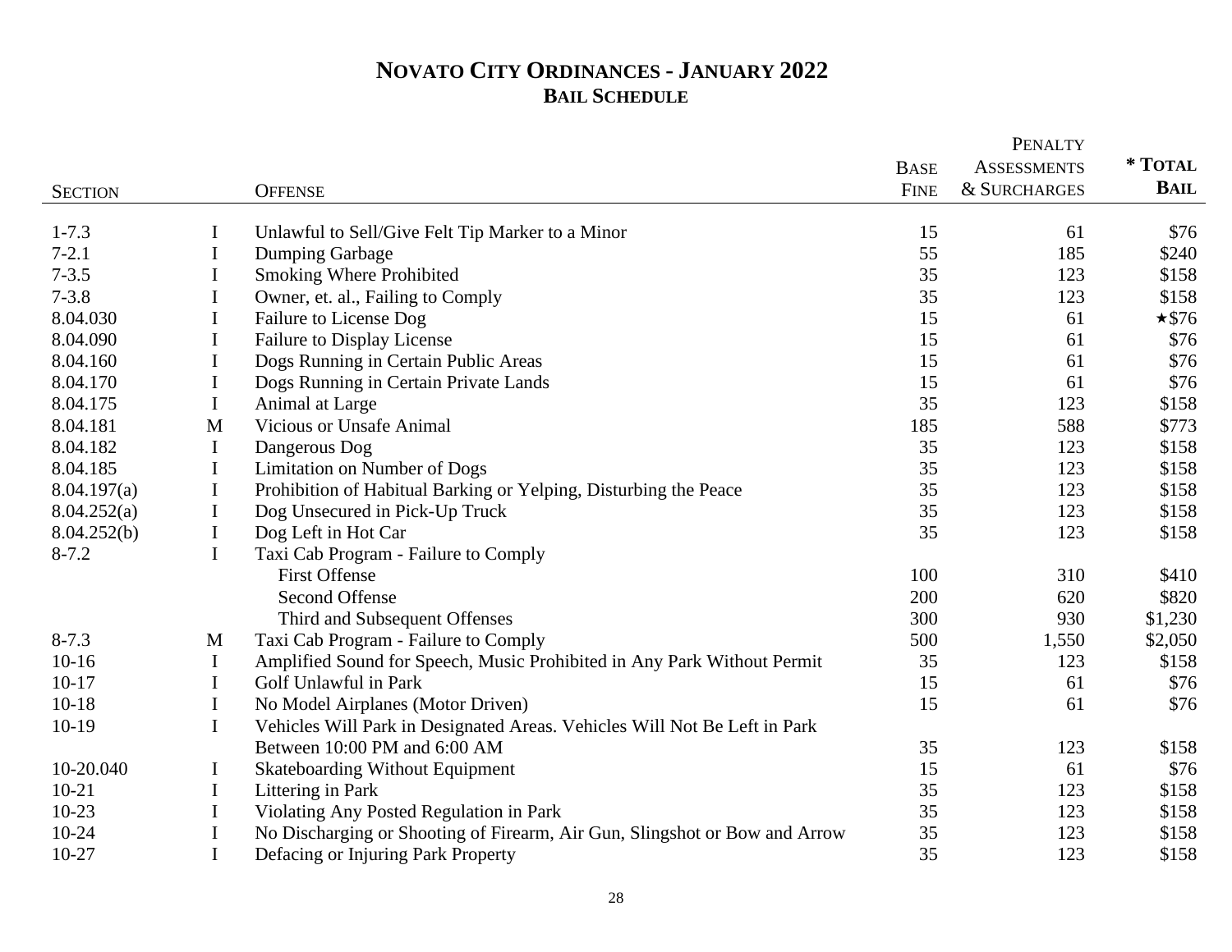# NOVATO CITY ORDINANCES - JANUARY 2022
## BAIL SCHEDULE

| SECTION | | OFFENSE | BASE FINE | PENALTY ASSESSMENTS & SURCHARGES | * TOTAL BAIL |
|---|---|---|---|---|---|
| 1-7.3 | I | Unlawful to Sell/Give Felt Tip Marker to a Minor | 15 | 61 | $76 |
| 7-2.1 | I | Dumping Garbage | 55 | 185 | $240 |
| 7-3.5 | I | Smoking Where Prohibited | 35 | 123 | $158 |
| 7-3.8 | I | Owner, et. al., Failing to Comply | 35 | 123 | $158 |
| 8.04.030 | I | Failure to License Dog | 15 | 61 | ★$76 |
| 8.04.090 | I | Failure to Display License | 15 | 61 | $76 |
| 8.04.160 | I | Dogs Running in Certain Public Areas | 15 | 61 | $76 |
| 8.04.170 | I | Dogs Running in Certain Private Lands | 15 | 61 | $76 |
| 8.04.175 | I | Animal at Large | 35 | 123 | $158 |
| 8.04.181 | M | Vicious or Unsafe Animal | 185 | 588 | $773 |
| 8.04.182 | I | Dangerous Dog | 35 | 123 | $158 |
| 8.04.185 | I | Limitation on Number of Dogs | 35 | 123 | $158 |
| 8.04.197(a) | I | Prohibition of Habitual Barking or Yelping, Disturbing the Peace | 35 | 123 | $158 |
| 8.04.252(a) | I | Dog Unsecured in Pick-Up Truck | 35 | 123 | $158 |
| 8.04.252(b) | I | Dog Left in Hot Car | 35 | 123 | $158 |
| 8-7.2 | I | Taxi Cab Program - Failure to Comply | | | |
| | | First Offense | 100 | 310 | $410 |
| | | Second Offense | 200 | 620 | $820 |
| | | Third and Subsequent Offenses | 300 | 930 | $1,230 |
| 8-7.3 | M | Taxi Cab Program - Failure to Comply | 500 | 1,550 | $2,050 |
| 10-16 | I | Amplified Sound for Speech, Music Prohibited in Any Park Without Permit | 35 | 123 | $158 |
| 10-17 | I | Golf Unlawful in Park | 15 | 61 | $76 |
| 10-18 | I | No Model Airplanes (Motor Driven) | 15 | 61 | $76 |
| 10-19 | I | Vehicles Will Park in Designated Areas. Vehicles Will Not Be Left in Park Between 10:00 PM and 6:00 AM | 35 | 123 | $158 |
| 10-20.040 | I | Skateboarding Without Equipment | 15 | 61 | $76 |
| 10-21 | I | Littering in Park | 35 | 123 | $158 |
| 10-23 | I | Violating Any Posted Regulation in Park | 35 | 123 | $158 |
| 10-24 | I | No Discharging or Shooting of Firearm, Air Gun, Slingshot or Bow and Arrow | 35 | 123 | $158 |
| 10-27 | I | Defacing or Injuring Park Property | 35 | 123 | $158 |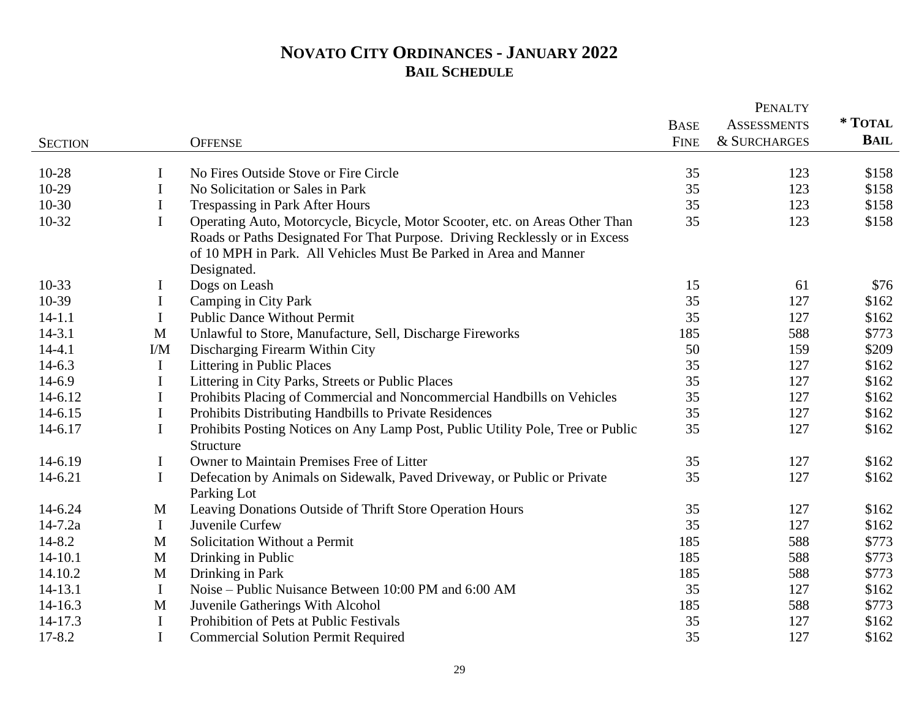# **NOVATO CITY ORDINANCES - JANUARY 2022**
## **BAIL SCHEDULE**

| SECTION | | OFFENSE | BASE FINE | PENALTY ASSESSMENTS & SURCHARGES | * TOTAL BAIL |
|---|---|---|---|---|---|
| 10-28 | I | No Fires Outside Stove or Fire Circle | 35 | 123 | $158 |
| 10-29 | I | No Solicitation or Sales in Park | 35 | 123 | $158 |
| 10-30 | I | Trespassing in Park After Hours | 35 | 123 | $158 |
| 10-32 | I | Operating Auto, Motorcycle, Bicycle, Motor Scooter, etc. on Areas Other Than Roads or Paths Designated For That Purpose. Driving Recklessly or in Excess of 10 MPH in Park. All Vehicles Must Be Parked in Area and Manner Designated. | 35 | 123 | $158 |
| 10-33 | I | Dogs on Leash | 15 | 61 | $76 |
| 10-39 | I | Camping in City Park | 35 | 127 | $162 |
| 14-1.1 | I | Public Dance Without Permit | 35 | 127 | $162 |
| 14-3.1 | M | Unlawful to Store, Manufacture, Sell, Discharge Fireworks | 185 | 588 | $773 |
| 14-4.1 | I/M | Discharging Firearm Within City | 50 | 159 | $209 |
| 14-6.3 | I | Littering in Public Places | 35 | 127 | $162 |
| 14-6.9 | I | Littering in City Parks, Streets or Public Places | 35 | 127 | $162 |
| 14-6.12 | I | Prohibits Placing of Commercial and Noncommercial Handbills on Vehicles | 35 | 127 | $162 |
| 14-6.15 | I | Prohibits Distributing Handbills to Private Residences | 35 | 127 | $162 |
| 14-6.17 | I | Prohibits Posting Notices on Any Lamp Post, Public Utility Pole, Tree or Public Structure | 35 | 127 | $162 |
| 14-6.19 | I | Owner to Maintain Premises Free of Litter | 35 | 127 | $162 |
| 14-6.21 | I | Defecation by Animals on Sidewalk, Paved Driveway, or Public or Private Parking Lot | 35 | 127 | $162 |
| 14-6.24 | M | Leaving Donations Outside of Thrift Store Operation Hours | 35 | 127 | $162 |
| 14-7.2a | I | Juvenile Curfew | 35 | 127 | $162 |
| 14-8.2 | M | Solicitation Without a Permit | 185 | 588 | $773 |
| 14-10.1 | M | Drinking in Public | 185 | 588 | $773 |
| 14.10.2 | M | Drinking in Park | 185 | 588 | $773 |
| 14-13.1 | I | Noise – Public Nuisance Between 10:00 PM and 6:00 AM | 35 | 127 | $162 |
| 14-16.3 | M | Juvenile Gatherings With Alcohol | 185 | 588 | $773 |
| 14-17.3 | I | Prohibition of Pets at Public Festivals | 35 | 127 | $162 |
| 17-8.2 | I | Commercial Solution Permit Required | 35 | 127 | $162 |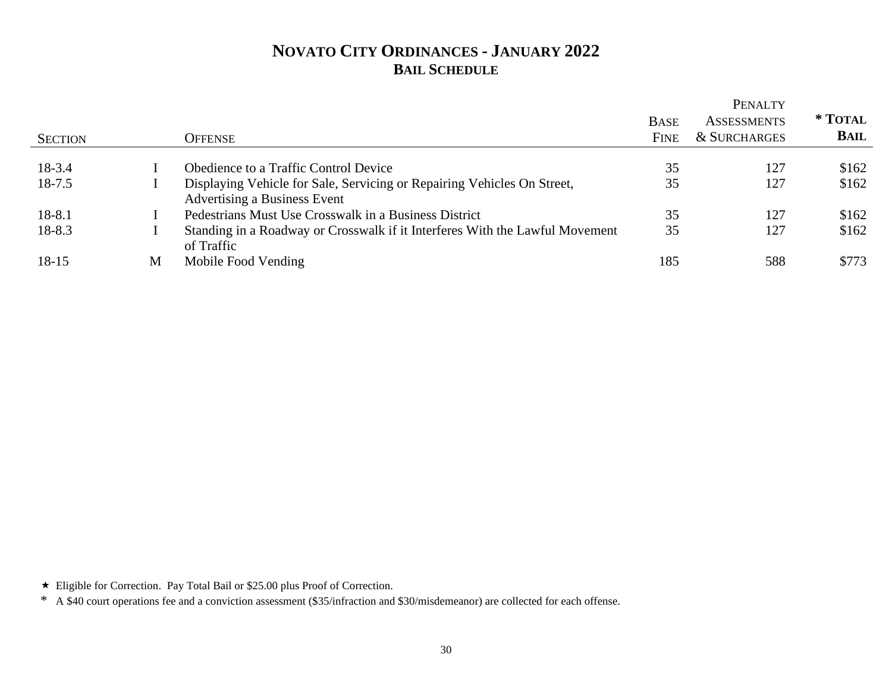# NOVATO CITY ORDINANCES - JANUARY 2022

## BAIL SCHEDULE

| SECTION | | OFFENSE | BASE FINE | PENALTY ASSESSMENTS & SURCHARGES | * TOTAL BAIL |
|---|---|---|---|---|---|
| 18-3.4 | I | Obedience to a Traffic Control Device | 35 | 127 | $162 |
| 18-7.5 | I | Displaying Vehicle for Sale, Servicing or Repairing Vehicles On Street, Advertising a Business Event | 35 | 127 | $162 |
| 18-8.1 | I | Pedestrians Must Use Crosswalk in a Business District | 35 | 127 | $162 |
| 18-8.3 | I | Standing in a Roadway or Crosswalk if it Interferes With the Lawful Movement of Traffic | 35 | 127 | $162 |
| 18-15 | M | Mobile Food Vending | 185 | 588 | $773 |

★ Eligible for Correction. Pay Total Bail or $25.00 plus Proof of Correction.

* A $40 court operations fee and a conviction assessment ($35/infraction and $30/misdemeanor) are collected for each offense.